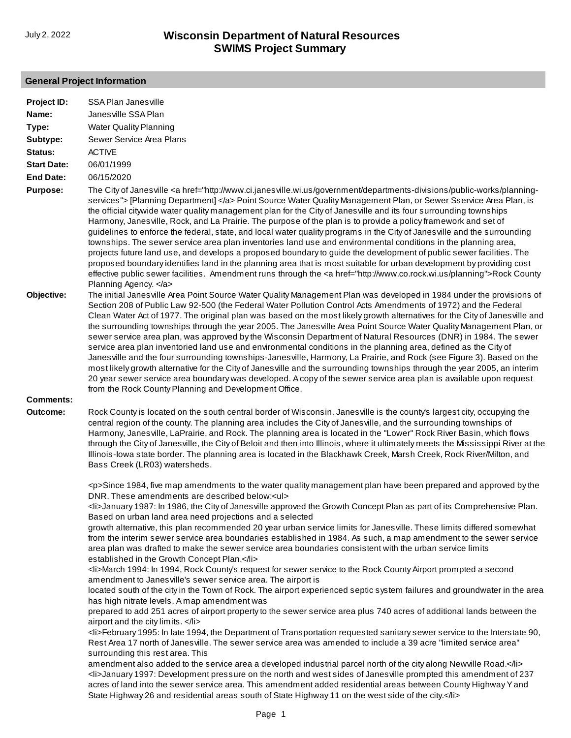# Wisconsin Department of Natural Resources
## SWIMS Project Summary

July 2, 2022

### General Project Information

**Project ID:** SSA Plan Janesville

**Name:** Janesville SSA Plan

**Type:** Water Quality Planning

**Subtype:** Sewer Service Area Plans

**Status:** ACTIVE

**Start Date:** 06/01/1999

**End Date:** 06/15/2020

**Purpose:** The City of Janesville <a href="http://www.ci.janesville.wi.us/government/departments-divisions/public-works/planning-services"> [Planning Department] </a> Point Source Water Quality Management Plan, or Sewer Sservice Area Plan, is the official citywide water quality management plan for the City of Janesville and its four surrounding townships Harmony, Janesville, Rock, and La Prairie. The purpose of the plan is to provide a policy framework and set of guidelines to enforce the federal, state, and local water quality programs in the City of Janesville and the surrounding townships. The sewer service area plan inventories land use and environmental conditions in the planning area, projects future land use, and develops a proposed boundary to guide the development of public sewer facilities. The proposed boundary identifies land in the planning area that is most suitable for urban development by providing cost effective public sewer facilities. Amendment runs through the <a href="http://www.co.rock.wi.us/planning">Rock County Planning Agency. </a>

**Objective:** The initial Janesville Area Point Source Water Quality Management Plan was developed in 1984 under the provisions of Section 208 of Public Law 92-500 (the Federal Water Pollution Control Acts Amendments of 1972) and the Federal Clean Water Act of 1977. The original plan was based on the most likely growth alternatives for the City of Janesville and the surrounding townships through the year 2005. The Janesville Area Point Source Water Quality Management Plan, or sewer service area plan, was approved by the Wisconsin Department of Natural Resources (DNR) in 1984. The sewer service area plan inventoried land use and environmental conditions in the planning area, defined as the City of Janesville and the four surrounding townships-Janesville, Harmony, La Prairie, and Rock (see Figure 3). Based on the most likely growth alternative for the City of Janesville and the surrounding townships through the year 2005, an interim 20 year sewer service area boundary was developed. A copy of the sewer service area plan is available upon request from the Rock County Planning and Development Office.

**Comments:**

**Outcome:** Rock County is located on the south central border of Wisconsin. Janesville is the county's largest city, occupying the central region of the county. The planning area includes the City of Janesville, and the surrounding townships of Harmony, Janesville, LaPrairie, and Rock. The planning area is located in the "Lower" Rock River Basin, which flows through the City of Janesville, the City of Beloit and then into Illinois, where it ultimately meets the Mississippi River at the Illinois-Iowa state border. The planning area is located in the Blackhawk Creek, Marsh Creek, Rock River/Milton, and Bass Creek (LR03) watersheds.

<p>Since 1984, five map amendments to the water quality management plan have been prepared and approved by the DNR. These amendments are described below:<ul>
<li>January 1987: In 1986, the City of Janesville approved the Growth Concept Plan as part of its Comprehensive Plan. Based on urban land area need projections and a selected
growth alternative, this plan recommended 20 year urban service limits for Janesville. These limits differed somewhat from the interim sewer service area boundaries established in 1984. As such, a map amendment to the sewer service area plan was drafted to make the sewer service area boundaries consistent with the urban service limits
established in the Growth Concept Plan.</li>
<li>March 1994: In 1994, Rock County's request for sewer service to the Rock County Airport prompted a second amendment to Janesville's sewer service area. The airport is
located south of the city in the Town of Rock. The airport experienced septic system failures and groundwater in the area has high nitrate levels. A map amendment was
prepared to add 251 acres of airport property to the sewer service area plus 740 acres of additional lands between the airport and the city limits. </li>
<li>February 1995: In late 1994, the Department of Transportation requested sanitary sewer service to the Interstate 90, Rest Area 17 north of Janesville. The sewer service area was amended to include a 39 acre "limited service area" surrounding this rest area. This
amendment also added to the service area a developed industrial parcel north of the city along Newville Road.</li>
<li>January 1997: Development pressure on the north and west sides of Janesville prompted this amendment of 237 acres of land into the sewer service area. This amendment added residential areas between County Highway Y and State Highway 26 and residential areas south of State Highway 11 on the west side of the city.</li>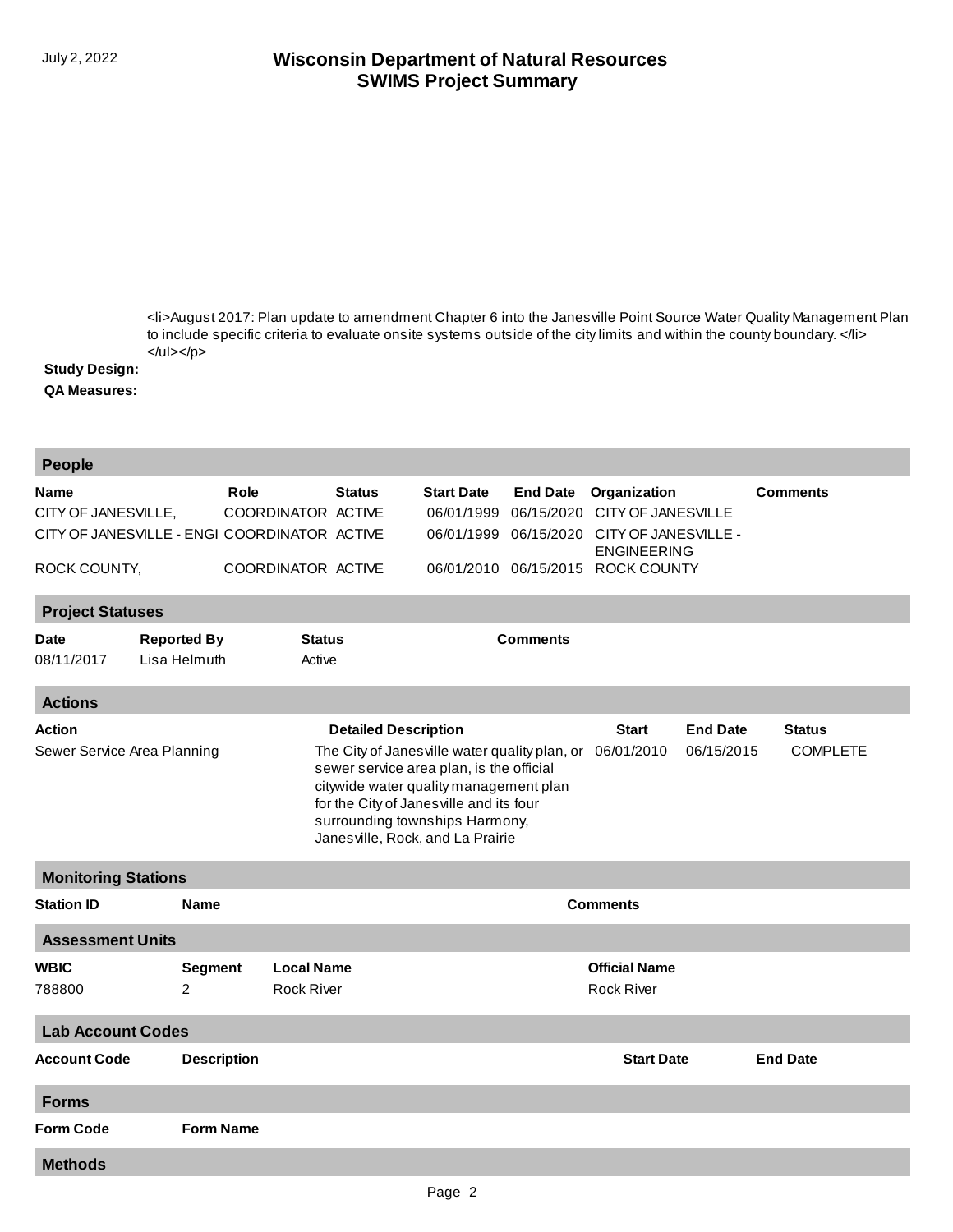<li>August 2017: Plan update to amendment Chapter 6 into the Janesville Point Source Water Quality Management Plan to include specific criteria to evaluate onsite systems outside of the city limits and within the county boundary. </li></ul></p>

**Study Design:**

**QA Measures:**

## People

| Name | Role | Status | Start Date | End Date | Organization | Comments |
|---|---|---|---|---|---|---|
| CITY OF JANESVILLE, | COORDINATOR | ACTIVE | 06/01/1999 | 06/15/2020 | CITY OF JANESVILLE | |
| CITY OF JANESVILLE - ENGI | COORDINATOR | ACTIVE | 06/01/1999 | 06/15/2020 | CITY OF JANESVILLE - ENGINEERING | |
| ROCK COUNTY, | COORDINATOR | ACTIVE | 06/01/2010 | 06/15/2015 | ROCK COUNTY | |

## Project Statuses

| Date | Reported By | Status | Comments |
|---|---|---|---|
| 08/11/2017 | Lisa Helmuth | Active | |

## Actions

| Action | Detailed Description | Start | End Date | Status |
|---|---|---|---|---|
| Sewer Service Area Planning | The City of Janesville water quality plan, or sewer service area plan, is the official citywide water quality management plan for the City of Janesville and its four surrounding townships Harmony, Janesville, Rock, and La Prairie | 06/01/2010 | 06/15/2015 | COMPLETE |

## Monitoring Stations

| Station ID | Name | Comments |
|---|---|---|

## Assessment Units

| WBIC | Segment | Local Name | Official Name |
|---|---|---|---|
| 788800 | 2 | Rock River | Rock River |

## Lab Account Codes

| Account Code | Description | Start Date | End Date |
|---|---|---|---|

## Forms

| Form Code | Form Name |
|---|---|

## Methods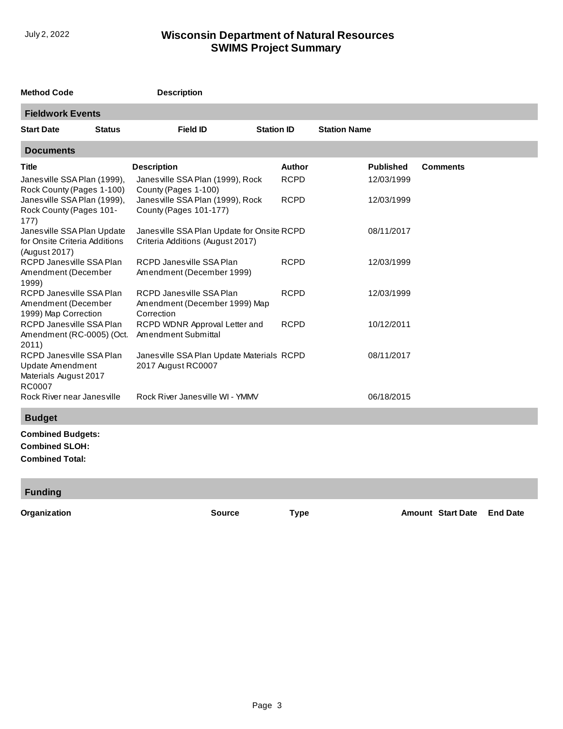| Method Code | Description |
|---|---|

## Fieldwork Events

| Start Date | Status | Field ID | Station ID | Station Name |
|---|---|---|---|---|

## Documents

| Title | Description | Author | Published | Comments |
|---|---|---|---|---|
| Janesville SSA Plan (1999), Rock County (Pages 1-100) | Janesville SSA Plan (1999), Rock County (Pages 1-100) | RCPD | 12/03/1999 | |
| Janesville SSA Plan (1999), Rock County (Pages 101-177) | Janesville SSA Plan (1999), Rock County (Pages 101-177) | RCPD | 12/03/1999 | |
| Janesville SSA Plan Update for Onsite Criteria Additions (August 2017) | Janesville SSA Plan Update for Onsite Criteria Additions (August 2017) | RCPD | 08/11/2017 | |
| RCPD Janesville SSA Plan Amendment (December 1999) | RCPD Janesville SSA Plan Amendment (December 1999) | RCPD | 12/03/1999 | |
| RCPD Janesville SSA Plan Amendment (December 1999) Map Correction | RCPD Janesville SSA Plan Amendment (December 1999) Map Correction | RCPD | 12/03/1999 | |
| RCPD Janesville SSA Plan Amendment (RC-0005) (Oct. 2011) | RCPD WDNR Approval Letter and Amendment Submittal | RCPD | 10/12/2011 | |
| RCPD Janesville SSA Plan Update Amendment Materials August 2017 RC0007 | Janesville SSA Plan Update Materials 2017 August RC0007 | RCPD | 08/11/2017 | |
| Rock River near Janesville | Rock River Janesville WI - YMMV | | 06/18/2015 | |

## Budget

**Combined Budgets:**

**Combined SLOH:**

**Combined Total:**

## Funding

| Organization | Source | Type | Amount | Start Date | End Date |
|---|---|---|---|---|---|